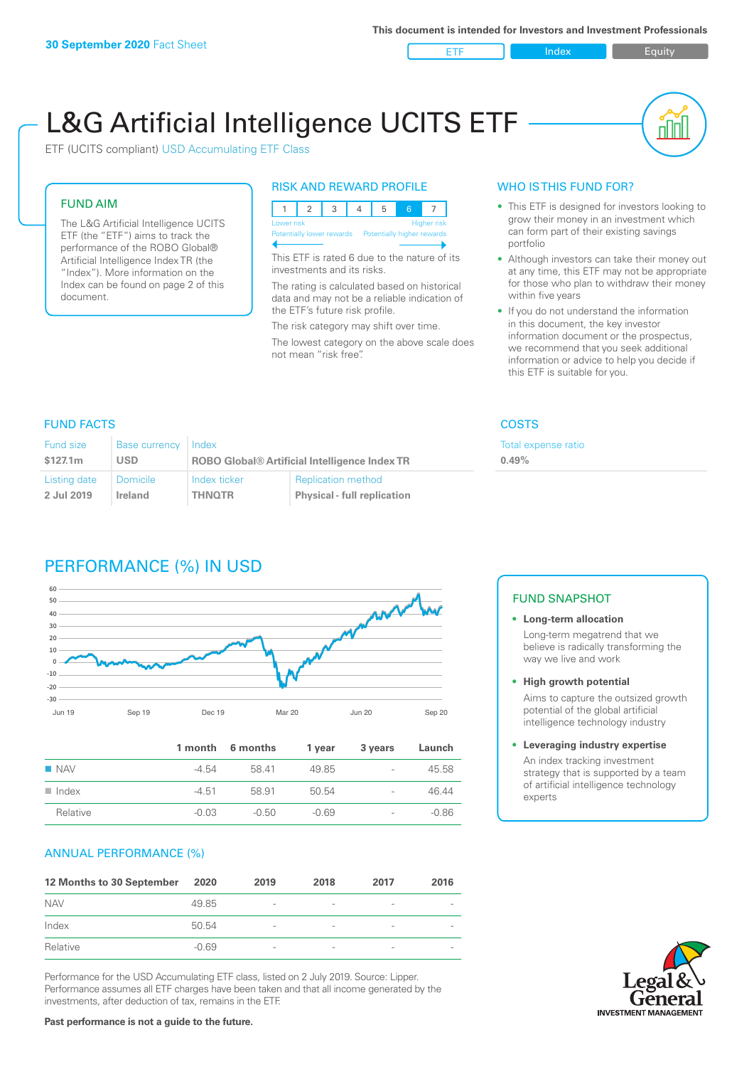**30 September 2020** Fact Sheet

This document is intended for Investors and Investment Professionals

ETF | Index | Equity

# L&G Artificial Intelligence UCITS ETF

ETF (UCITS compliant) USD Accumulating ETF Class

## FUND AIM

The L&G Artificial Intelligence UCITS ETF (the "ETF") aims to track the performance of the ROBO Global® Artificial Intelligence Index TR (the "Index"). More information on the Index can be found on page 2 of this document.

## RISK AND REWARD PROFILE

| 1 | 2 | 3 | 4 | 5 | 6 | 7 |
|---|---|---|---|---|---|---|

Lower risk — Higher risk

Potentially lower rewards — Potentially higher rewards

This ETF is rated 6 due to the nature of its investments and its risks.

The rating is calculated based on historical data and may not be a reliable indication of the ETF's future risk profile.

The risk category may shift over time.

The lowest category on the above scale does not mean "risk free".

## WHO IS THIS FUND FOR?

- This ETF is designed for investors looking to grow their money in an investment which can form part of their existing savings portfolio
- Although investors can take their money out at any time, this ETF may not be appropriate for those who plan to withdraw their money within five years
- If you do not understand the information in this document, the key investor information document or the prospectus, we recommend that you seek additional information or advice to help you decide if this ETF is suitable for you.

## FUND FACTS

| Fund size | Base currency | Index | |
|---|---|---|---|
| $127.1m | USD | ROBO Global® Artificial Intelligence Index TR | |
| **Listing date** | **Domicile** | **Index ticker** | **Replication method** |
| 2 Jul 2019 | Ireland | THNQTR | Physical - full replication |

## COSTS

| Total expense ratio |
|---|
| 0.49% |

## PERFORMANCE (%) IN USD

| | 1 month | 6 months | 1 year | 3 years | Launch |
|---|---|---|---|---|---|
| NAV | -4.54 | 58.41 | 49.85 | - | 45.58 |
| Index | -4.51 | 58.91 | 50.54 | - | 46.44 |
| Relative | -0.03 | -0.50 | -0.69 | - | -0.86 |

## FUND SNAPSHOT

- **Long-term allocation**
  Long-term megatrend that we believe is radically transforming the way we live and work
- **High growth potential**
  Aims to capture the outsized growth potential of the global artificial intelligence technology industry
- **Leveraging industry expertise**
  An index tracking investment strategy that is supported by a team of artificial intelligence technology experts

## ANNUAL PERFORMANCE (%)

| 12 Months to 30 September | 2020 | 2019 | 2018 | 2017 | 2016 |
|---|---|---|---|---|---|
| NAV | 49.85 | - | - | - | - |
| Index | 50.54 | - | - | - | - |
| Relative | -0.69 | - | - | - | - |

Performance for the USD Accumulating ETF class, listed on 2 July 2019. Source: Lipper. Performance assumes all ETF charges have been taken and that all income generated by the investments, after deduction of tax, remains in the ETF.

**Past performance is not a guide to the future.**

Legal & General INVESTMENT MANAGEMENT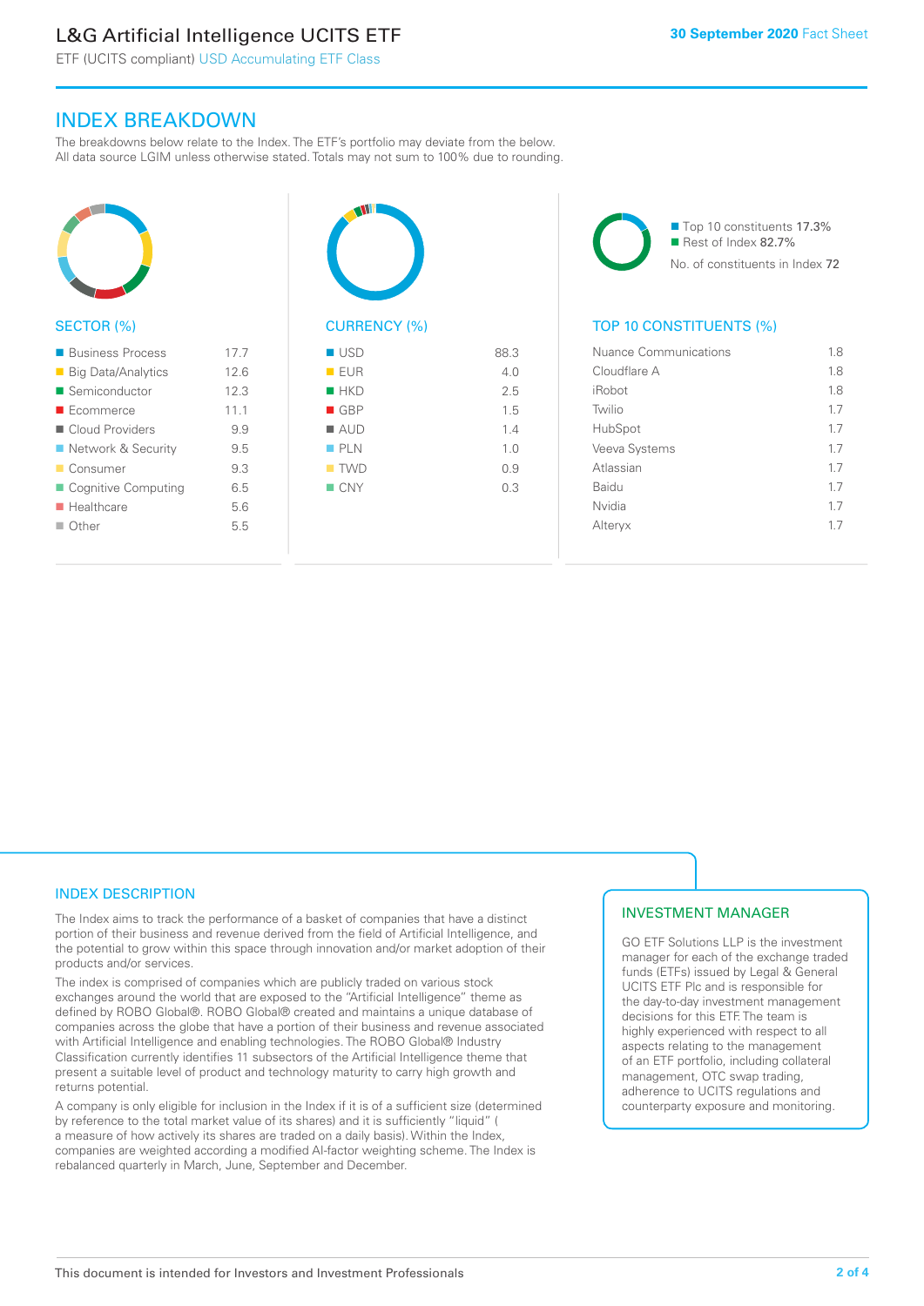# L&G Artificial Intelligence UCITS ETF

ETF (UCITS compliant) USD Accumulating ETF Class

30 September 2020 Fact Sheet

## INDEX BREAKDOWN

The breakdowns below relate to the Index. The ETF's portfolio may deviate from the below. All data source LGIM unless otherwise stated. Totals may not sum to 100% due to rounding.

### SECTOR (%)

| Sector | % |
|---|---|
| Business Process | 17.7 |
| Big Data/Analytics | 12.6 |
| Semiconductor | 12.3 |
| Ecommerce | 11.1 |
| Cloud Providers | 9.9 |
| Network & Security | 9.5 |
| Consumer | 9.3 |
| Cognitive Computing | 6.5 |
| Healthcare | 5.6 |
| Other | 5.5 |

### CURRENCY (%)

| Currency | % |
|---|---|
| USD | 88.3 |
| EUR | 4.0 |
| HKD | 2.5 |
| GBP | 1.5 |
| AUD | 1.4 |
| PLN | 1.0 |
| TWD | 0.9 |
| CNY | 0.3 |

Top 10 constituents 17.3%
Rest of Index 82.7%
No. of constituents in Index 72

### TOP 10 CONSTITUENTS (%)

| Constituent | % |
|---|---|
| Nuance Communications | 1.8 |
| Cloudflare A | 1.8 |
| iRobot | 1.8 |
| Twilio | 1.7 |
| HubSpot | 1.7 |
| Veeva Systems | 1.7 |
| Atlassian | 1.7 |
| Baidu | 1.7 |
| Nvidia | 1.7 |
| Alteryx | 1.7 |

## INDEX DESCRIPTION

The Index aims to track the performance of a basket of companies that have a distinct portion of their business and revenue derived from the field of Artificial Intelligence, and the potential to grow within this space through innovation and/or market adoption of their products and/or services.

The index is comprised of companies which are publicly traded on various stock exchanges around the world that are exposed to the "Artificial Intelligence" theme as defined by ROBO Global®. ROBO Global® created and maintains a unique database of companies across the globe that have a portion of their business and revenue associated with Artificial Intelligence and enabling technologies. The ROBO Global® Industry Classification currently identifies 11 subsectors of the Artificial Intelligence theme that present a suitable level of product and technology maturity to carry high growth and returns potential.

A company is only eligible for inclusion in the Index if it is of a sufficient size (determined by reference to the total market value of its shares) and it is sufficiently "liquid" ( a measure of how actively its shares are traded on a daily basis). Within the Index, companies are weighted according a modified AI-factor weighting scheme. The Index is rebalanced quarterly in March, June, September and December.

## INVESTMENT MANAGER

GO ETF Solutions LLP is the investment manager for each of the exchange traded funds (ETFs) issued by Legal & General UCITS ETF Plc and is responsible for the day-to-day investment management decisions for this ETF. The team is highly experienced with respect to all aspects relating to the management of an ETF portfolio, including collateral management, OTC swap trading, adherence to UCITS regulations and counterparty exposure and monitoring.

This document is intended for Investors and Investment Professionals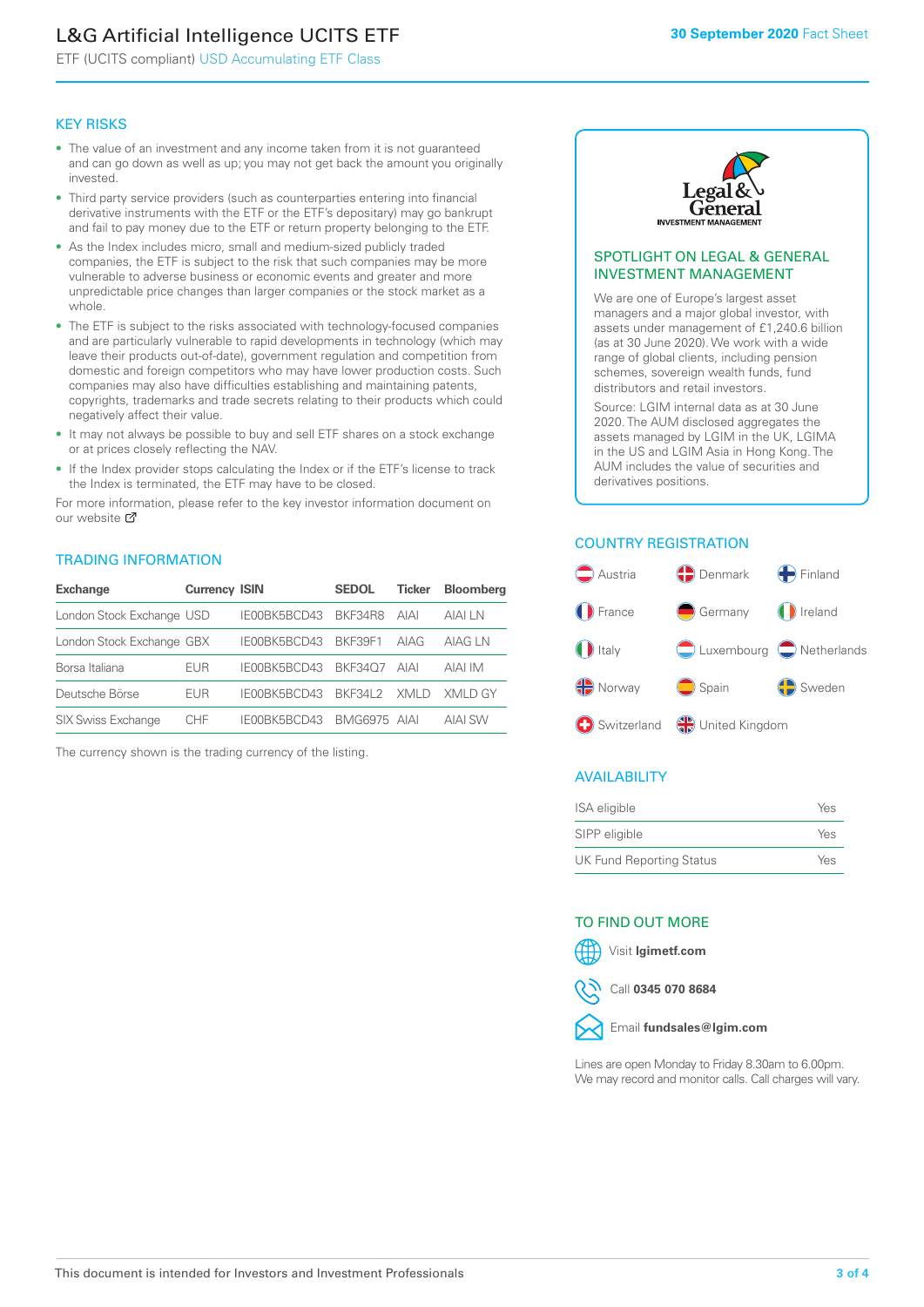# L&G Artificial Intelligence UCITS ETF

ETF (UCITS compliant) USD Accumulating ETF Class

**30 September 2020** Fact Sheet

## KEY RISKS

- The value of an investment and any income taken from it is not guaranteed and can go down as well as up; you may not get back the amount you originally invested.
- Third party service providers (such as counterparties entering into financial derivative instruments with the ETF or the ETF's depositary) may go bankrupt and fail to pay money due to the ETF or return property belonging to the ETF.
- As the Index includes micro, small and medium-sized publicly traded companies, the ETF is subject to the risk that such companies may be more vulnerable to adverse business or economic events and greater and more unpredictable price changes than larger companies or the stock market as a whole.
- The ETF is subject to the risks associated with technology-focused companies and are particularly vulnerable to rapid developments in technology (which may leave their products out-of-date), government regulation and competition from domestic and foreign competitors who may have lower production costs. Such companies may also have difficulties establishing and maintaining patents, copyrights, trademarks and trade secrets relating to their products which could negatively affect their value.
- It may not always be possible to buy and sell ETF shares on a stock exchange or at prices closely reflecting the NAV.
- If the Index provider stops calculating the Index or if the ETF's license to track the Index is terminated, the ETF may have to be closed.

For more information, please refer to the key investor information document on our website

## TRADING INFORMATION

| Exchange | Currency | ISIN | SEDOL | Ticker | Bloomberg |
|---|---|---|---|---|---|
| London Stock Exchange | USD | IE00BK5BCD43 | BKF34R8 | AIAI | AIAI LN |
| London Stock Exchange | GBX | IE00BK5BCD43 | BKF39F1 | AIAG | AIAG LN |
| Borsa Italiana | EUR | IE00BK5BCD43 | BKF34Q7 | AIAI | AIAI IM |
| Deutsche Börse | EUR | IE00BK5BCD43 | BKF34L2 | XMLD | XMLD GY |
| SIX Swiss Exchange | CHF | IE00BK5BCD43 | BMG6975 | AIAI | AIAI SW |

The currency shown is the trading currency of the listing.

## SPOTLIGHT ON LEGAL & GENERAL INVESTMENT MANAGEMENT

We are one of Europe's largest asset managers and a major global investor, with assets under management of £1,240.6 billion (as at 30 June 2020). We work with a wide range of global clients, including pension schemes, sovereign wealth funds, fund distributors and retail investors.

Source: LGIM internal data as at 30 June 2020. The AUM disclosed aggregates the assets managed by LGIM in the UK, LGIMA in the US and LGIM Asia in Hong Kong. The AUM includes the value of securities and derivatives positions.

## COUNTRY REGISTRATION

Austria, Denmark, Finland, France, Germany, Ireland, Italy, Luxembourg, Netherlands, Norway, Spain, Sweden, Switzerland, United Kingdom

## AVAILABILITY

| | |
|---|---|
| ISA eligible | Yes |
| SIPP eligible | Yes |
| UK Fund Reporting Status | Yes |

## TO FIND OUT MORE

Visit **lgimetf.com**

Call **0345 070 8684**

Email **fundsales@lgim.com**

Lines are open Monday to Friday 8.30am to 6.00pm. We may record and monitor calls. Call charges will vary.

This document is intended for Investors and Investment Professionals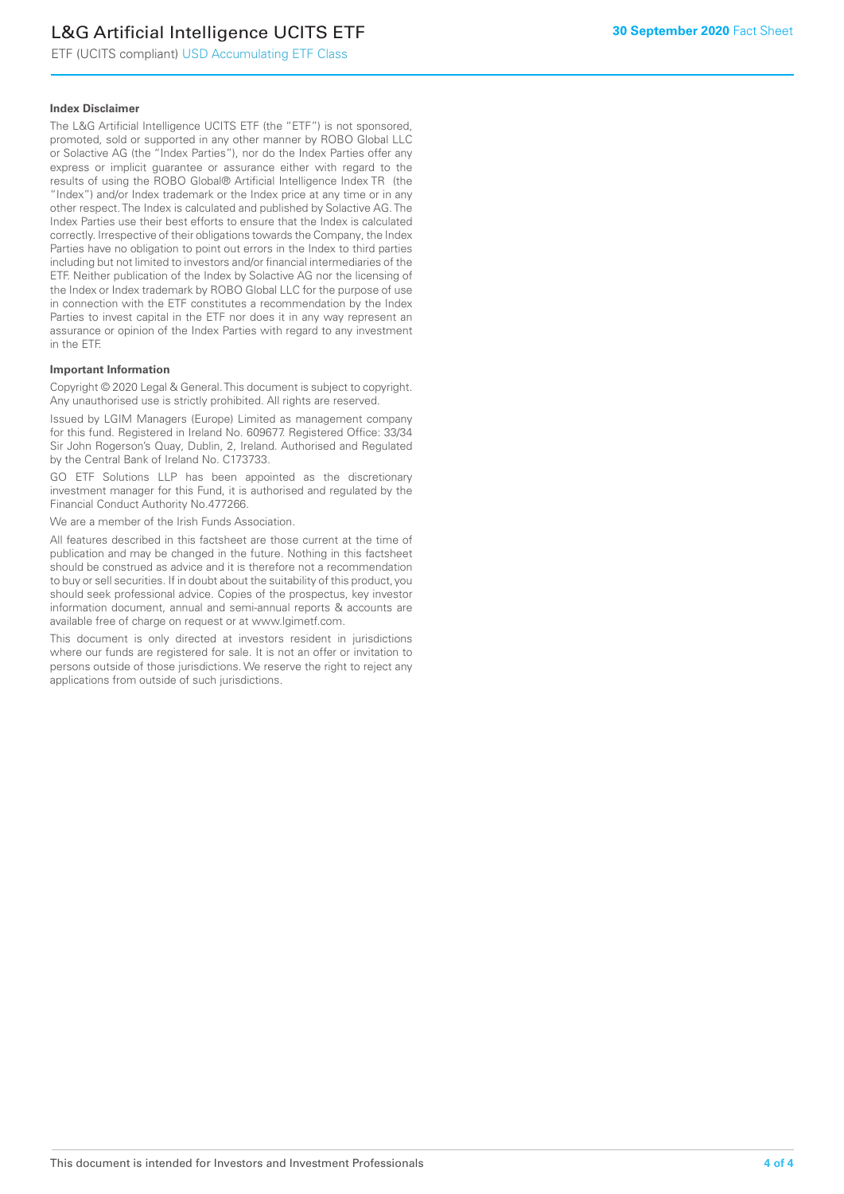### Index Disclaimer

The L&G Artificial Intelligence UCITS ETF (the "ETF") is not sponsored, promoted, sold or supported in any other manner by ROBO Global LLC or Solactive AG (the "Index Parties"), nor do the Index Parties offer any express or implicit guarantee or assurance either with regard to the results of using the ROBO Global® Artificial Intelligence Index TR (the "Index") and/or Index trademark or the Index price at any time or in any other respect. The Index is calculated and published by Solactive AG. The Index Parties use their best efforts to ensure that the Index is calculated correctly. Irrespective of their obligations towards the Company, the Index Parties have no obligation to point out errors in the Index to third parties including but not limited to investors and/or financial intermediaries of the ETF. Neither publication of the Index by Solactive AG nor the licensing of the Index or Index trademark by ROBO Global LLC for the purpose of use in connection with the ETF constitutes a recommendation by the Index Parties to invest capital in the ETF nor does it in any way represent an assurance or opinion of the Index Parties with regard to any investment in the ETF.

### Important Information

Copyright © 2020 Legal & General. This document is subject to copyright. Any unauthorised use is strictly prohibited. All rights are reserved.

Issued by LGIM Managers (Europe) Limited as management company for this fund. Registered in Ireland No. 609677. Registered Office: 33/34 Sir John Rogerson's Quay, Dublin, 2, Ireland. Authorised and Regulated by the Central Bank of Ireland No. C173733.

GO ETF Solutions LLP has been appointed as the discretionary investment manager for this Fund, it is authorised and regulated by the Financial Conduct Authority No.477266.

We are a member of the Irish Funds Association.

All features described in this factsheet are those current at the time of publication and may be changed in the future. Nothing in this factsheet should be construed as advice and it is therefore not a recommendation to buy or sell securities. If in doubt about the suitability of this product, you should seek professional advice. Copies of the prospectus, key investor information document, annual and semi-annual reports & accounts are available free of charge on request or at www.lgimetf.com.

This document is only directed at investors resident in jurisdictions where our funds are registered for sale. It is not an offer or invitation to persons outside of those jurisdictions. We reserve the right to reject any applications from outside of such jurisdictions.